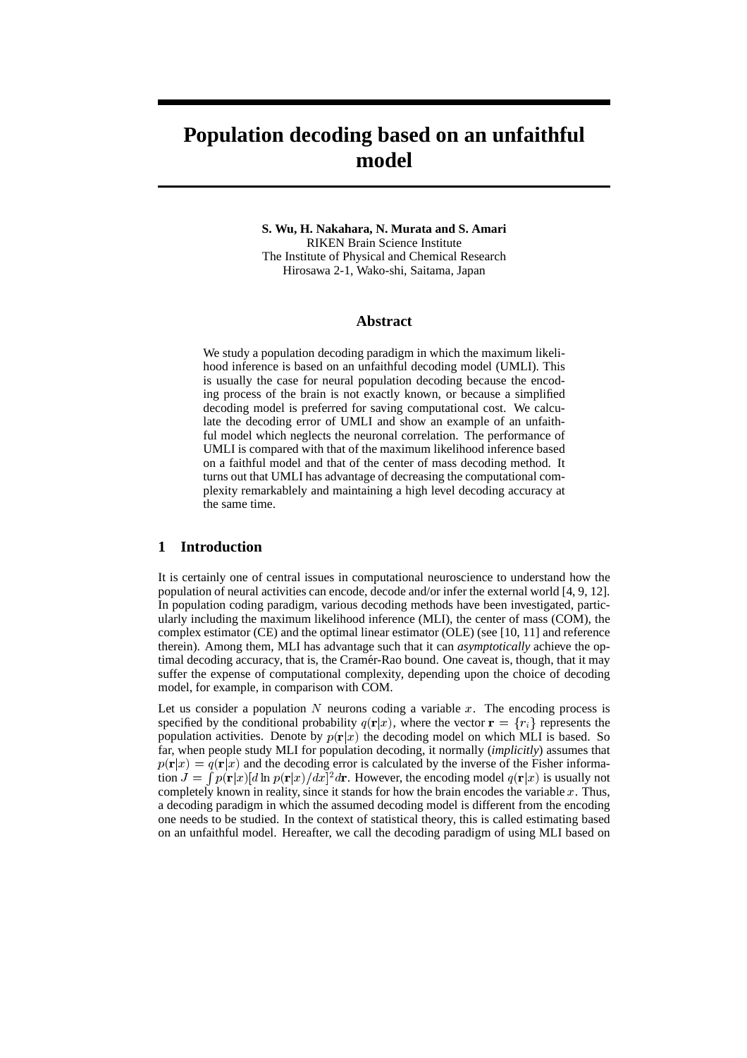# Population decoding based on an unfaithful model

**S. Wu, H. Nakahara, N. Murata and S. Amari**
RIKEN Brain Science Institute
The Institute of Physical and Chemical Research
Hirosawa 2-1, Wako-shi, Saitama, Japan

## Abstract

We study a population decoding paradigm in which the maximum likelihood inference is based on an unfaithful decoding model (UMLI). This is usually the case for neural population decoding because the encoding process of the brain is not exactly known, or because a simplified decoding model is preferred for saving computational cost. We calculate the decoding error of UMLI and show an example of an unfaithful model which neglects the neuronal correlation. The performance of UMLI is compared with that of the maximum likelihood inference based on a faithful model and that of the center of mass decoding method. It turns out that UMLI has advantage of decreasing the computational complexity remarkablely and maintaining a high level decoding accuracy at the same time.

## 1 Introduction

It is certainly one of central issues in computational neuroscience to understand how the population of neural activities can encode, decode and/or infer the external world [4, 9, 12]. In population coding paradigm, various decoding methods have been investigated, particularly including the maximum likelihood inference (MLI), the center of mass (COM), the complex estimator (CE) and the optimal linear estimator (OLE) (see [10, 11] and reference therein). Among them, MLI has advantage such that it can *asymptotically* achieve the optimal decoding accuracy, that is, the Cramér-Rao bound. One caveat is, though, that it may suffer the expense of computational complexity, depending upon the choice of decoding model, for example, in comparison with COM.

Let us consider a population $N$ neurons coding a variable $x$. The encoding process is specified by the conditional probability $q(\mathbf{r}|x)$, where the vector $\mathbf{r} = \{r_i\}$ represents the population activities. Denote by $p(\mathbf{r}|x)$ the decoding model on which MLI is based. So far, when people study MLI for population decoding, it normally (*implicitly*) assumes that $p(\mathbf{r}|x) = q(\mathbf{r}|x)$ and the decoding error is calculated by the inverse of the Fisher information $J = \int p(\mathbf{r}|x)[d \ln p(\mathbf{r}|x)/dx]^2 d\mathbf{r}$. However, the encoding model $q(\mathbf{r}|x)$ is usually not completely known in reality, since it stands for how the brain encodes the variable $x$. Thus, a decoding paradigm in which the assumed decoding model is different from the encoding one needs to be studied. In the context of statistical theory, this is called estimating based on an unfaithful model. Hereafter, we call the decoding paradigm of using MLI based on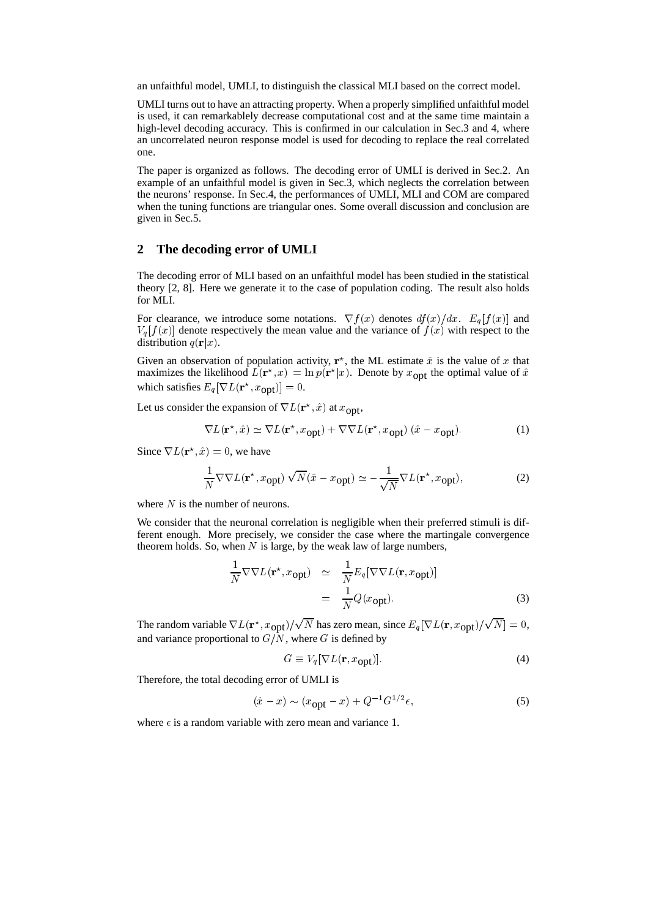an unfaithful model, UMLI, to distinguish the classical MLI based on the correct model.

UMLI turns out to have an attracting property. When a properly simplified unfaithful model is used, it can remarkablely decrease computational cost and at the same time maintain a high-level decoding accuracy. This is confirmed in our calculation in Sec.3 and 4, where an uncorrelated neuron response model is used for decoding to replace the real correlated one.

The paper is organized as follows. The decoding error of UMLI is derived in Sec.2. An example of an unfaithful model is given in Sec.3, which neglects the correlation between the neurons' response. In Sec.4, the performances of UMLI, MLI and COM are compared when the tuning functions are triangular ones. Some overall discussion and conclusion are given in Sec.5.

## 2 The decoding error of UMLI

The decoding error of MLI based on an unfaithful model has been studied in the statistical theory [2, 8]. Here we generate it to the case of population coding. The result also holds for MLI.

For clearance, we introduce some notations. $\nabla f(x)$ denotes $df(x)/dx$. $E_q[f(x)]$ and $V_q[f(x)]$ denote respectively the mean value and the variance of $f(x)$ with respect to the distribution $q(\mathbf{r}|x)$.

Given an observation of population activity, $\mathbf{r}^\star$, the ML estimate $\hat{x}$ is the value of $x$ that maximizes the likelihood $L(\mathbf{r}^\star, x) = \ln p(\mathbf{r}^\star|x)$. Denote by $x_{\text{opt}}$ the optimal value of $\hat{x}$ which satisfies $E_q[\nabla L(\mathbf{r}^\star, x_{\text{opt}})] = 0$.

Let us consider the expansion of $\nabla L(\mathbf{r}^\star, \hat{x})$ at $x_{\text{opt}}$,

$$\nabla L(\mathbf{r}^\star, \hat{x}) \simeq \nabla L(\mathbf{r}^\star, x_{\text{opt}}) + \nabla\nabla L(\mathbf{r}^\star, x_{\text{opt}})\,(\hat{x} - x_{\text{opt}}). \tag{1}$$

Since $\nabla L(\mathbf{r}^\star, \hat{x}) = 0$, we have

$$\frac{1}{N}\nabla\nabla L(\mathbf{r}^\star, x_{\text{opt}})\,\sqrt{N}(\hat{x} - x_{\text{opt}}) \simeq -\frac{1}{\sqrt{N}}\nabla L(\mathbf{r}^\star, x_{\text{opt}}), \tag{2}$$

where $N$ is the number of neurons.

We consider that the neuronal correlation is negligible when their preferred stimuli is different enough. More precisely, we consider the case where the martingale convergence theorem holds. So, when $N$ is large, by the weak law of large numbers,

$$\begin{aligned}\frac{1}{N}\nabla\nabla L(\mathbf{r}^\star, x_{\text{opt}}) &\simeq \frac{1}{N}E_q[\nabla\nabla L(\mathbf{r}, x_{\text{opt}})] \\ &= \frac{1}{N}Q(x_{\text{opt}}).\end{aligned} \tag{3}$$

The random variable $\nabla L(\mathbf{r}^\star, x_{\text{opt}})/\sqrt{N}$ has zero mean, since $E_q[\nabla L(\mathbf{r}, x_{\text{opt}})/\sqrt{N}] = 0$, and variance proportional to $G/N$, where $G$ is defined by

$$G \equiv V_q[\nabla L(\mathbf{r}, x_{\text{opt}})]. \tag{4}$$

Therefore, the total decoding error of UMLI is

$$(\hat{x} - x) \sim (x_{\text{opt}} - x) + Q^{-1}G^{1/2}\epsilon, \tag{5}$$

where $\epsilon$ is a random variable with zero mean and variance 1.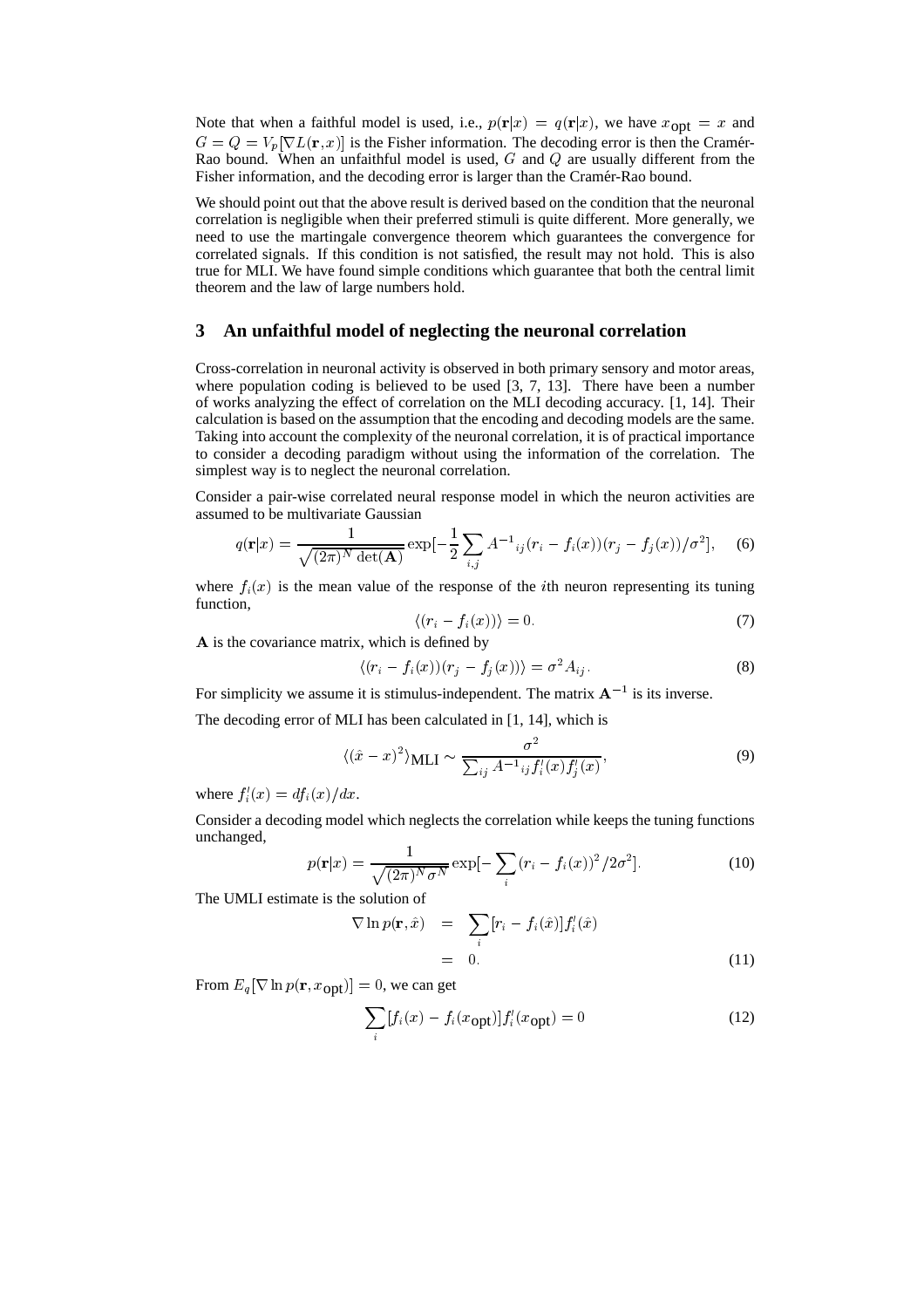Note that when a faithful model is used, i.e., $p(\mathbf{r}|x) = q(\mathbf{r}|x)$, we have $x_{\text{opt}} = x$ and $G = Q = V_p[\nabla L(\mathbf{r}, x)]$ is the Fisher information. The decoding error is then the Cramér-Rao bound. When an unfaithful model is used, $G$ and $Q$ are usually different from the Fisher information, and the decoding error is larger than the Cramér-Rao bound.

We should point out that the above result is derived based on the condition that the neuronal correlation is negligible when their preferred stimuli is quite different. More generally, we need to use the martingale convergence theorem which guarantees the convergence for correlated signals. If this condition is not satisfied, the result may not hold. This is also true for MLI. We have found simple conditions which guarantee that both the central limit theorem and the law of large numbers hold.

## 3 An unfaithful model of neglecting the neuronal correlation

Cross-correlation in neuronal activity is observed in both primary sensory and motor areas, where population coding is believed to be used [3, 7, 13]. There have been a number of works analyzing the effect of correlation on the MLI decoding accuracy. [1, 14]. Their calculation is based on the assumption that the encoding and decoding models are the same. Taking into account the complexity of the neuronal correlation, it is of practical importance to consider a decoding paradigm without using the information of the correlation. The simplest way is to neglect the neuronal correlation.

Consider a pair-wise correlated neural response model in which the neuron activities are assumed to be multivariate Gaussian

$$q(\mathbf{r}|x) = \frac{1}{\sqrt{(2\pi)^N \det(\mathbf{A})}} \exp[-\frac{1}{2}\sum_{i,j} A^{-1}{}_{ij}(r_i - f_i(x))(r_j - f_j(x))/\sigma^2], \quad (6)$$

where $f_i(x)$ is the mean value of the response of the $i$th neuron representing its tuning function,

$$\langle (r_i - f_i(x)) \rangle = 0. \quad (7)$$

$\mathbf{A}$ is the covariance matrix, which is defined by

$$\langle (r_i - f_i(x))(r_j - f_j(x)) \rangle = \sigma^2 A_{ij}. \quad (8)$$

For simplicity we assume it is stimulus-independent. The matrix $\mathbf{A}^{-1}$ is its inverse.

The decoding error of MLI has been calculated in [1, 14], which is

$$\langle (\hat{x} - x)^2 \rangle_{\text{MLI}} \sim \frac{\sigma^2}{\sum_{ij} A^{-1}{}_{ij} f_i'(x) f_j'(x)}, \quad (9)$$

where $f_i'(x) = df_i(x)/dx$.

Consider a decoding model which neglects the correlation while keeps the tuning functions unchanged,

$$p(\mathbf{r}|x) = \frac{1}{\sqrt{(2\pi)^N \sigma^N}} \exp[-\sum_i (r_i - f_i(x))^2 / 2\sigma^2]. \quad (10)$$

The UMLI estimate is the solution of

$$\begin{aligned} \nabla \ln p(\mathbf{r}, \hat{x}) &= \sum_i [r_i - f_i(\hat{x})] f_i'(\hat{x}) \\ &= 0. \end{aligned} \quad (11)$$

From $E_q[\nabla \ln p(\mathbf{r}, x_{\text{opt}})] = 0$, we can get

$$\sum_i [f_i(x) - f_i(x_{\text{opt}})] f_i'(x_{\text{opt}}) = 0 \quad (12)$$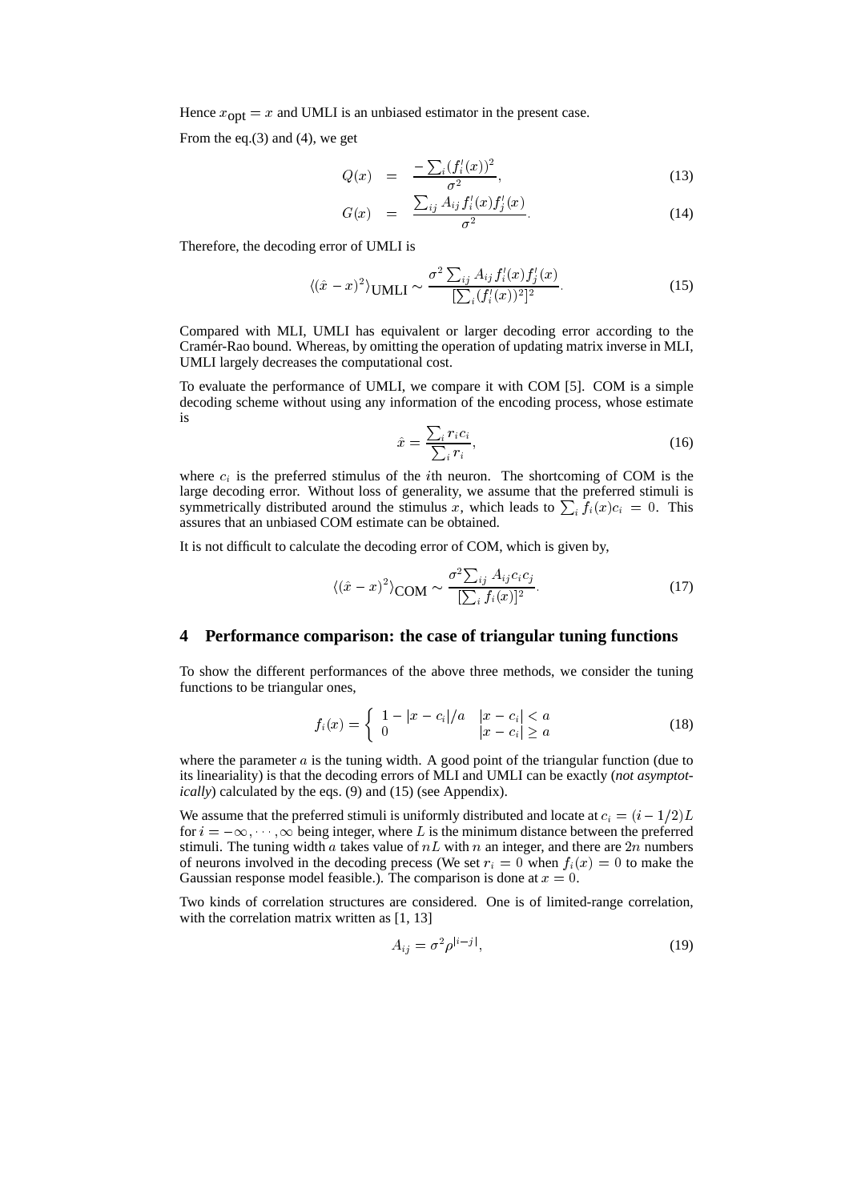Hence $x_{\text{opt}} = x$ and UMLI is an unbiased estimator in the present case.

From the eq.(3) and (4), we get

$$
\begin{aligned}
Q(x) &= \frac{-\sum_i (f_i'(x))^2}{\sigma^2}, &(13)\\
G(x) &= \frac{\sum_{ij} A_{ij} f_i'(x) f_j'(x)}{\sigma^2}. &(14)
\end{aligned}
$$

Therefore, the decoding error of UMLI is

$$
\langle(\hat{x}-x)^2\rangle_{\text{UMLI}} \sim \frac{\sigma^2 \sum_{ij} A_{ij} f_i'(x) f_j'(x)}{[\sum_i (f_i'(x))^2]^2}. \tag{15}
$$

Compared with MLI, UMLI has equivalent or larger decoding error according to the Cramér-Rao bound. Whereas, by omitting the operation of updating matrix inverse in MLI, UMLI largely decreases the computational cost.

To evaluate the performance of UMLI, we compare it with COM [5]. COM is a simple decoding scheme without using any information of the encoding process, whose estimate is

$$
\hat{x} = \frac{\sum_i r_i c_i}{\sum_i r_i}, \tag{16}
$$

where $c_i$ is the preferred stimulus of the $i$th neuron. The shortcoming of COM is the large decoding error. Without loss of generality, we assume that the preferred stimuli is symmetrically distributed around the stimulus $x$, which leads to $\sum_i f_i(x) c_i = 0$. This assures that an unbiased COM estimate can be obtained.

It is not difficult to calculate the decoding error of COM, which is given by,

$$
\langle(\hat{x}-x)^2\rangle_{\text{COM}} \sim \frac{\sigma^2 \sum_{ij} A_{ij} c_i c_j}{[\sum_i f_i(x)]^2}. \tag{17}
$$

## 4 Performance comparison: the case of triangular tuning functions

To show the different performances of the above three methods, we consider the tuning functions to be triangular ones,

$$
f_i(x) = \begin{cases} 1 - |x - c_i|/a & |x - c_i| < a \\ 0 & |x - c_i| \geq a \end{cases} \tag{18}
$$

where the parameter $a$ is the tuning width. A good point of the triangular function (due to its lineariality) is that the decoding errors of MLI and UMLI can be exactly (*not asymptotically*) calculated by the eqs. (9) and (15) (see Appendix).

We assume that the preferred stimuli is uniformly distributed and locate at $c_i = (i - 1/2)L$ for $i = -\infty, \cdots, \infty$ being integer, where $L$ is the minimum distance between the preferred stimuli. The tuning width $a$ takes value of $nL$ with $n$ an integer, and there are $2n$ numbers of neurons involved in the decoding precess (We set $r_i = 0$ when $f_i(x) = 0$ to make the Gaussian response model feasible.). The comparison is done at $x = 0$.

Two kinds of correlation structures are considered. One is of limited-range correlation, with the correlation matrix written as [1, 13]

$$
A_{ij} = \sigma^2 \rho^{|i-j|}, \tag{19}
$$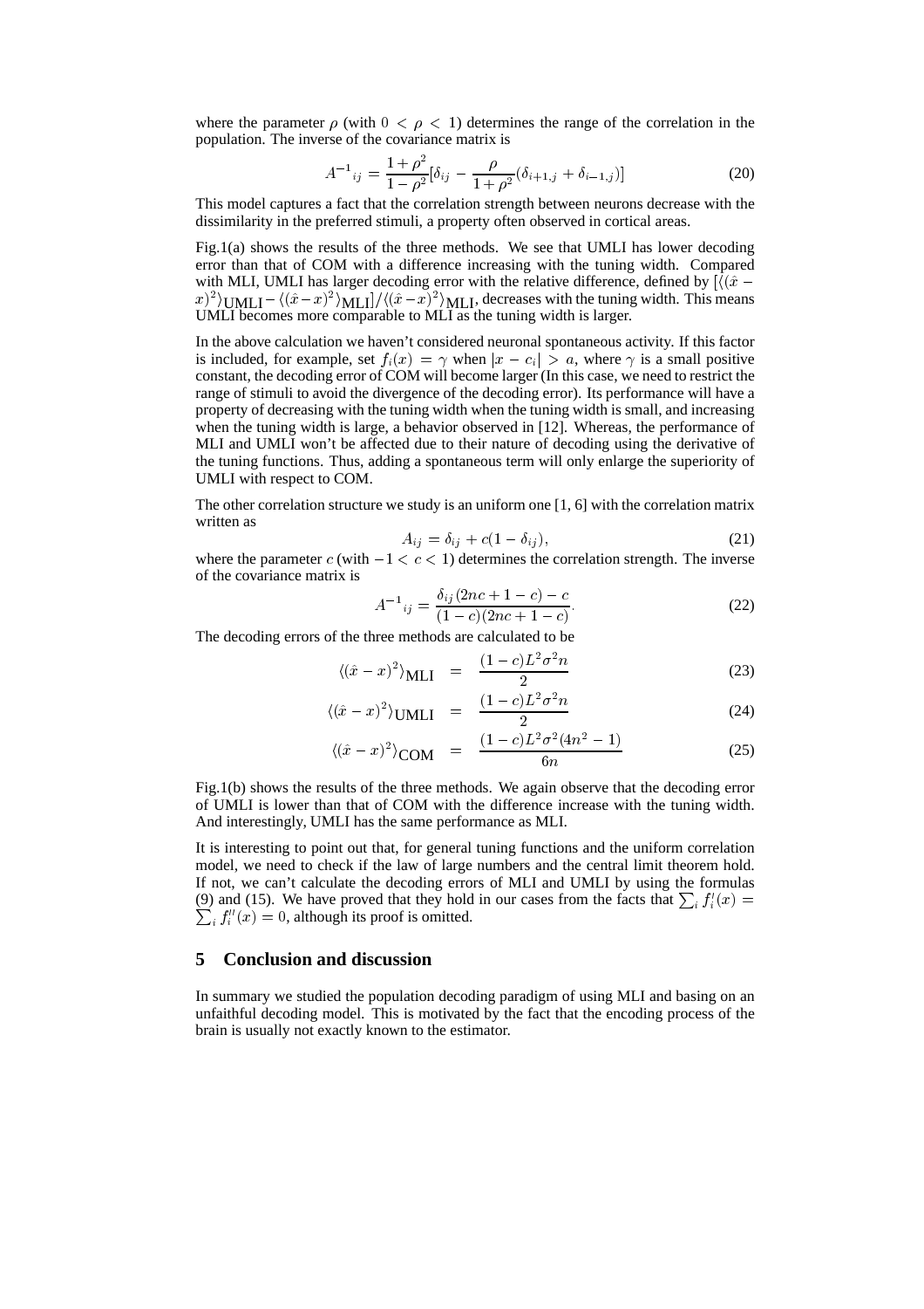where the parameter $\rho$ (with $0 < \rho < 1$) determines the range of the correlation in the population. The inverse of the covariance matrix is

$$A^{-1}{}_{ij} = \frac{1+\rho^2}{1-\rho^2}[\delta_{ij} - \frac{\rho}{1+\rho^2}(\delta_{i+1,j} + \delta_{i-1,j})] \tag{20}$$

This model captures a fact that the correlation strength between neurons decrease with the dissimilarity in the preferred stimuli, a property often observed in cortical areas.

Fig.1(a) shows the results of the three methods. We see that UMLI has lower decoding error than that of COM with a difference increasing with the tuning width. Compared with MLI, UMLI has larger decoding error with the relative difference, defined by $[\langle(\hat{x}-x)^2\rangle_{\text{UMLI}} - \langle(\hat{x}-x)^2\rangle_{\text{MLI}}]/\langle(\hat{x}-x)^2\rangle_{\text{MLI}}$, decreases with the tuning width. This means UMLI becomes more comparable to MLI as the tuning width is larger.

In the above calculation we haven't considered neuronal spontaneous activity. If this factor is included, for example, set $f_i(x) = \gamma$ when $|x - c_i| > a$, where $\gamma$ is a small positive constant, the decoding error of COM will become larger (In this case, we need to restrict the range of stimuli to avoid the divergence of the decoding error). Its performance will have a property of decreasing with the tuning width when the tuning width is small, and increasing when the tuning width is large, a behavior observed in [12]. Whereas, the performance of MLI and UMLI won't be affected due to their nature of decoding using the derivative of the tuning functions. Thus, adding a spontaneous term will only enlarge the superiority of UMLI with respect to COM.

The other correlation structure we study is an uniform one [1, 6] with the correlation matrix written as

$$A_{ij} = \delta_{ij} + c(1 - \delta_{ij}), \tag{21}$$

where the parameter $c$ (with $-1 < c < 1$) determines the correlation strength. The inverse of the covariance matrix is

$$A^{-1}{}_{ij} = \frac{\delta_{ij}(2nc + 1 - c) - c}{(1-c)(2nc + 1 - c)}. \tag{22}$$

The decoding errors of the three methods are calculated to be

$$\langle(\hat{x}-x)^2\rangle_{\text{MLI}} = \frac{(1-c)L^2\sigma^2 n}{2} \tag{23}$$

$$\langle(\hat{x}-x)^2\rangle_{\text{UMLI}} = \frac{(1-c)L^2\sigma^2 n}{2} \tag{24}$$

$$\langle(\hat{x}-x)^2\rangle_{\text{COM}} = \frac{(1-c)L^2\sigma^2(4n^2-1)}{6n} \tag{25}$$

Fig.1(b) shows the results of the three methods. We again observe that the decoding error of UMLI is lower than that of COM with the difference increase with the tuning width. And interestingly, UMLI has the same performance as MLI.

It is interesting to point out that, for general tuning functions and the uniform correlation model, we need to check if the law of large numbers and the central limit theorem hold. If not, we can't calculate the decoding errors of MLI and UMLI by using the formulas (9) and (15). We have proved that they hold in our cases from the facts that $\sum_i f_i'(x) = \sum_i f_i''(x) = 0$, although its proof is omitted.

## 5 Conclusion and discussion

In summary we studied the population decoding paradigm of using MLI and basing on an unfaithful decoding model. This is motivated by the fact that the encoding process of the brain is usually not exactly known to the estimator.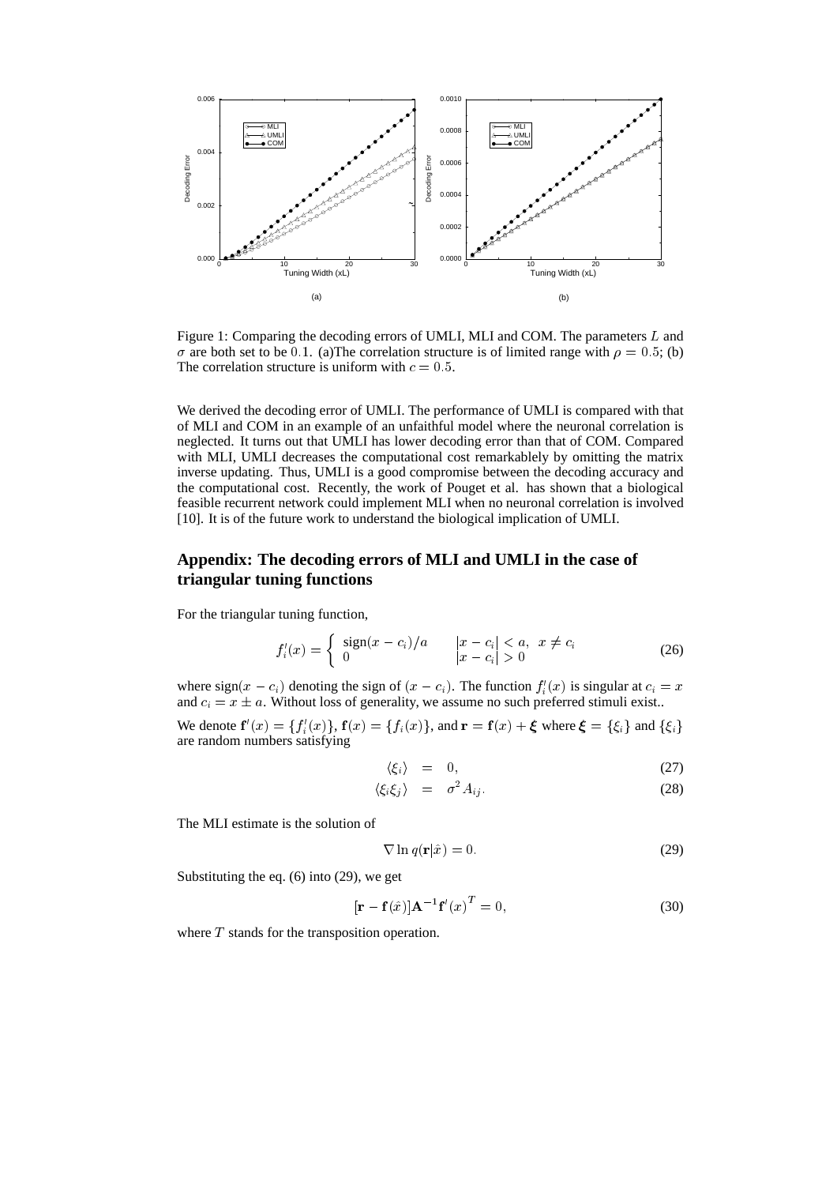Figure 1: Comparing the decoding errors of UMLI, MLI and COM. The parameters $L$ and $\sigma$ are both set to be $0.1$. (a)The correlation structure is of limited range with $\rho = 0.5$; (b) The correlation structure is uniform with $c = 0.5$.

We derived the decoding error of UMLI. The performance of UMLI is compared with that of MLI and COM in an example of an unfaithful model where the neuronal correlation is neglected. It turns out that UMLI has lower decoding error than that of COM. Compared with MLI, UMLI decreases the computational cost remarkablely by omitting the matrix inverse updating. Thus, UMLI is a good compromise between the decoding accuracy and the computational cost. Recently, the work of Pouget et al. has shown that a biological feasible recurrent network could implement MLI when no neuronal correlation is involved [10]. It is of the future work to understand the biological implication of UMLI.

## Appendix: The decoding errors of MLI and UMLI in the case of triangular tuning functions

For the triangular tuning function,

$$f_i'(x) = \begin{cases} \text{sign}(x - c_i)/a & |x - c_i| < a, \ \ x \neq c_i \\ 0 & |x - c_i| > 0 \end{cases} \tag{26}$$

where sign$(x - c_i)$ denoting the sign of $(x - c_i)$. The function $f_i'(x)$ is singular at $c_i = x$ and $c_i = x \pm a$. Without loss of generality, we assume no such preferred stimuli exist..

We denote $\mathbf{f}'(x) = \{f_i'(x)\}$, $\mathbf{f}(x) = \{f_i(x)\}$, and $\mathbf{r} = \mathbf{f}(x) + \boldsymbol{\xi}$ where $\boldsymbol{\xi} = \{\xi_i\}$ and $\{\xi_i\}$ are random numbers satisfying

$$\langle \xi_i \rangle = 0, \tag{27}$$

$$\langle \xi_i \xi_j \rangle = \sigma^2 A_{ij}. \tag{28}$$

The MLI estimate is the solution of

$$\nabla \ln q(\mathbf{r}|\hat{x}) = 0. \tag{29}$$

Substituting the eq. (6) into (29), we get

$$[\mathbf{r} - \mathbf{f}(\hat{x})]\mathbf{A}^{-1}\mathbf{f}'(x)^T = 0, \tag{30}$$

where $T$ stands for the transposition operation.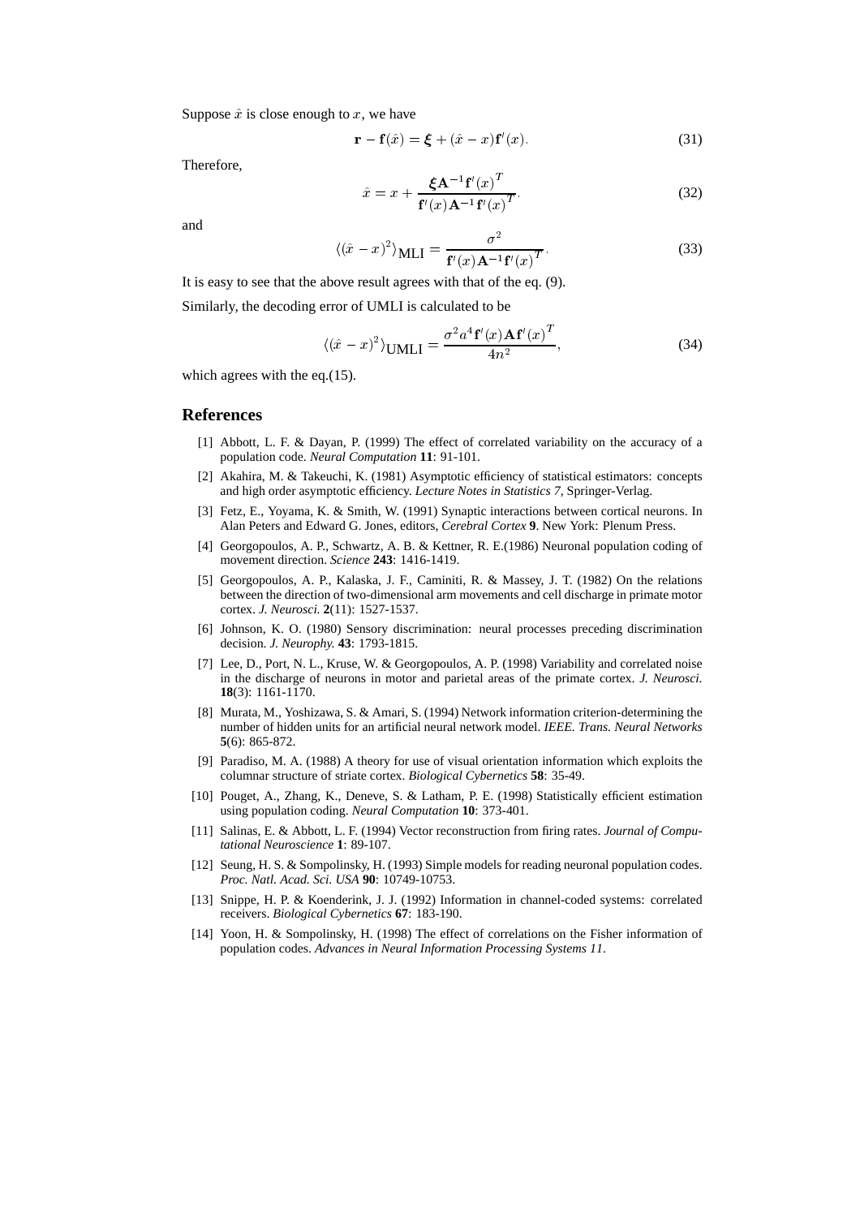Suppose $\hat{x}$ is close enough to $x$, we have

$$\mathbf{r} - \mathbf{f}(\hat{x}) = \boldsymbol{\xi} + (\hat{x} - x)\mathbf{f}'(x). \tag{31}$$

Therefore,

$$\hat{x} = x + \frac{\boldsymbol{\xi}\mathbf{A}^{-1}\mathbf{f}'(x)^T}{\mathbf{f}'(x)\mathbf{A}^{-1}\mathbf{f}'(x)^T}. \tag{32}$$

and

$$\langle(\hat{x} - x)^2\rangle_{\text{MLI}} = \frac{\sigma^2}{\mathbf{f}'(x)\mathbf{A}^{-1}\mathbf{f}'(x)^T}. \tag{33}$$

It is easy to see that the above result agrees with that of the eq. (9).

Similarly, the decoding error of UMLI is calculated to be

$$\langle(\hat{x} - x)^2\rangle_{\text{UMLI}} = \frac{\sigma^2 a^4 \mathbf{f}'(x)\mathbf{A}\mathbf{f}'(x)^T}{4n^2}, \tag{34}$$

which agrees with the eq.(15).

## References

[1] Abbott, L. F. & Dayan, P. (1999) The effect of correlated variability on the accuracy of a population code. *Neural Computation* **11**: 91-101.

[2] Akahira, M. & Takeuchi, K. (1981) Asymptotic efficiency of statistical estimators: concepts and high order asymptotic efficiency. *Lecture Notes in Statistics 7*, Springer-Verlag.

[3] Fetz, E., Yoyama, K. & Smith, W. (1991) Synaptic interactions between cortical neurons. In Alan Peters and Edward G. Jones, editors, *Cerebral Cortex* **9**. New York: Plenum Press.

[4] Georgopoulos, A. P., Schwartz, A. B. & Kettner, R. E.(1986) Neuronal population coding of movement direction. *Science* **243**: 1416-1419.

[5] Georgopoulos, A. P., Kalaska, J. F., Caminiti, R. & Massey, J. T. (1982) On the relations between the direction of two-dimensional arm movements and cell discharge in primate motor cortex. *J. Neurosci.* **2**(11): 1527-1537.

[6] Johnson, K. O. (1980) Sensory discrimination: neural processes preceding discrimination decision. *J. Neurophy.* **43**: 1793-1815.

[7] Lee, D., Port, N. L., Kruse, W. & Georgopoulos, A. P. (1998) Variability and correlated noise in the discharge of neurons in motor and parietal areas of the primate cortex. *J. Neurosci.* **18**(3): 1161-1170.

[8] Murata, M., Yoshizawa, S. & Amari, S. (1994) Network information criterion-determining the number of hidden units for an artificial neural network model. *IEEE. Trans. Neural Networks* **5**(6): 865-872.

[9] Paradiso, M. A. (1988) A theory for use of visual orientation information which exploits the columnar structure of striate cortex. *Biological Cybernetics* **58**: 35-49.

[10] Pouget, A., Zhang, K., Deneve, S. & Latham, P. E. (1998) Statistically efficient estimation using population coding. *Neural Computation* **10**: 373-401.

[11] Salinas, E. & Abbott, L. F. (1994) Vector reconstruction from firing rates. *Journal of Computational Neuroscience* **1**: 89-107.

[12] Seung, H. S. & Sompolinsky, H. (1993) Simple models for reading neuronal population codes. *Proc. Natl. Acad. Sci. USA* **90**: 10749-10753.

[13] Snippe, H. P. & Koenderink, J. J. (1992) Information in channel-coded systems: correlated receivers. *Biological Cybernetics* **67**: 183-190.

[14] Yoon, H. & Sompolinsky, H. (1998) The effect of correlations on the Fisher information of population codes. *Advances in Neural Information Processing Systems 11*.